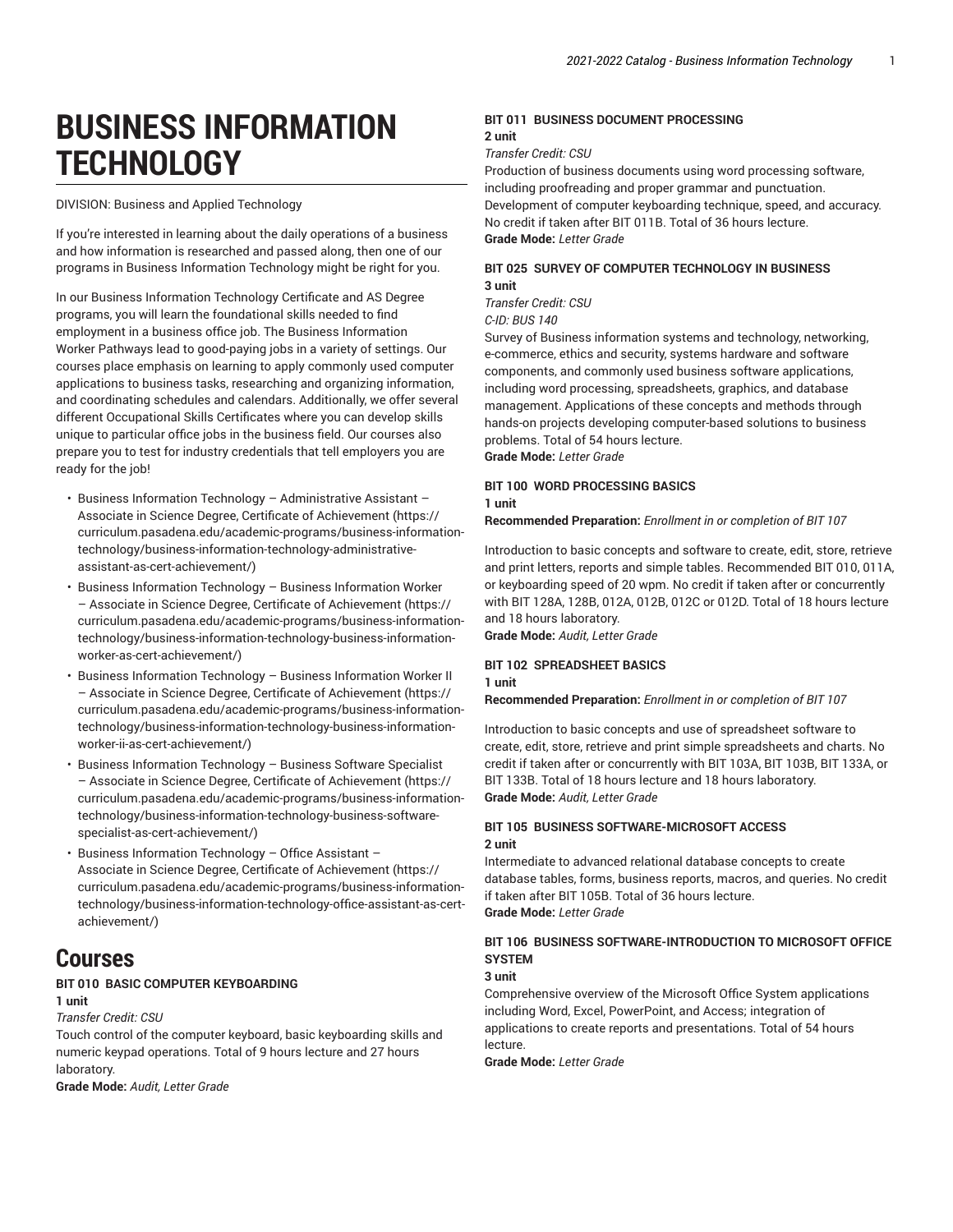# BUSINESS INFORMATION TECHNOLOGY

DIVISION: Business and Applied Technology

If you're interested in learning about the daily operations of a business and how information is researched and passed along, then one of our programs in Business Information Technology might be right for you.

In our Business Information Technology Certificate and AS Degree programs, you will learn the foundational skills needed to find employment in a business office job. The Business Information Worker Pathways lead to good-paying jobs in a variety of settings. Our courses place emphasis on learning to apply commonly used computer applications to business tasks, researching and organizing information, and coordinating schedules and calendars. Additionally, we offer several different Occupational Skills Certificates where you can develop skills unique to particular office jobs in the business field. Our courses also prepare you to test for industry credentials that tell employers you are ready for the job!

- Business Information Technology – Administrative Assistant – Associate in Science Degree, Certificate of Achievement (https://curriculum.pasadena.edu/academic-programs/business-information-technology/business-information-technology-administrative-assistant-as-cert-achievement/)
- Business Information Technology – Business Information Worker – Associate in Science Degree, Certificate of Achievement (https://curriculum.pasadena.edu/academic-programs/business-information-technology/business-information-technology-business-information-worker-as-cert-achievement/)
- Business Information Technology – Business Information Worker II – Associate in Science Degree, Certificate of Achievement (https://curriculum.pasadena.edu/academic-programs/business-information-technology/business-information-technology-business-information-worker-ii-as-cert-achievement/)
- Business Information Technology – Business Software Specialist – Associate in Science Degree, Certificate of Achievement (https://curriculum.pasadena.edu/academic-programs/business-information-technology/business-information-technology-business-software-specialist-as-cert-achievement/)
- Business Information Technology – Office Assistant – Associate in Science Degree, Certificate of Achievement (https://curriculum.pasadena.edu/academic-programs/business-information-technology/business-information-technology-office-assistant-as-cert-achievement/)

## Courses

**BIT 010 BASIC COMPUTER KEYBOARDING**
**1 unit**
*Transfer Credit: CSU*
Touch control of the computer keyboard, basic keyboarding skills and numeric keypad operations. Total of 9 hours lecture and 27 hours laboratory.
**Grade Mode:** *Audit, Letter Grade*

**BIT 011 BUSINESS DOCUMENT PROCESSING**
**2 unit**
*Transfer Credit: CSU*
Production of business documents using word processing software, including proofreading and proper grammar and punctuation. Development of computer keyboarding technique, speed, and accuracy. No credit if taken after BIT 011B. Total of 36 hours lecture.
**Grade Mode:** *Letter Grade*

**BIT 025 SURVEY OF COMPUTER TECHNOLOGY IN BUSINESS**
**3 unit**
*Transfer Credit: CSU*
*C-ID: BUS 140*
Survey of Business information systems and technology, networking, e-commerce, ethics and security, systems hardware and software components, and commonly used business software applications, including word processing, spreadsheets, graphics, and database management. Applications of these concepts and methods through hands-on projects developing computer-based solutions to business problems. Total of 54 hours lecture.
**Grade Mode:** *Letter Grade*

**BIT 100 WORD PROCESSING BASICS**
**1 unit**
**Recommended Preparation:** *Enrollment in or completion of BIT 107*

Introduction to basic concepts and software to create, edit, store, retrieve and print letters, reports and simple tables. Recommended BIT 010, 011A, or keyboarding speed of 20 wpm. No credit if taken after or concurrently with BIT 128A, 128B, 012A, 012B, 012C or 012D. Total of 18 hours lecture and 18 hours laboratory.
**Grade Mode:** *Audit, Letter Grade*

**BIT 102 SPREADSHEET BASICS**
**1 unit**
**Recommended Preparation:** *Enrollment in or completion of BIT 107*

Introduction to basic concepts and use of spreadsheet software to create, edit, store, retrieve and print simple spreadsheets and charts. No credit if taken after or concurrently with BIT 103A, BIT 103B, BIT 133A, or BIT 133B. Total of 18 hours lecture and 18 hours laboratory.
**Grade Mode:** *Audit, Letter Grade*

**BIT 105 BUSINESS SOFTWARE-MICROSOFT ACCESS**
**2 unit**
Intermediate to advanced relational database concepts to create database tables, forms, business reports, macros, and queries. No credit if taken after BIT 105B. Total of 36 hours lecture.
**Grade Mode:** *Letter Grade*

**BIT 106 BUSINESS SOFTWARE-INTRODUCTION TO MICROSOFT OFFICE SYSTEM**
**3 unit**
Comprehensive overview of the Microsoft Office System applications including Word, Excel, PowerPoint, and Access; integration of applications to create reports and presentations. Total of 54 hours lecture.
**Grade Mode:** *Letter Grade*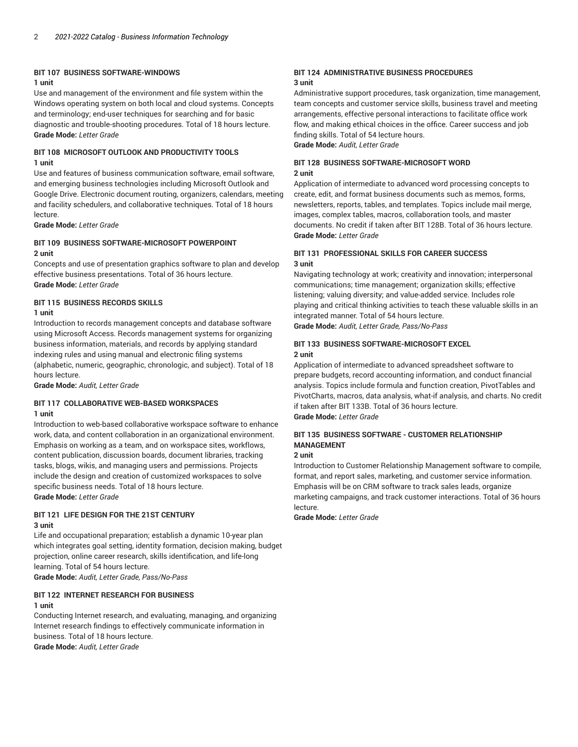#### BIT 107 BUSINESS SOFTWARE-WINDOWS

**1 unit**

Use and management of the environment and file system within the Windows operating system on both local and cloud systems. Concepts and terminology; end-user techniques for searching and for basic diagnostic and trouble-shooting procedures. Total of 18 hours lecture.

**Grade Mode:** *Letter Grade*

#### BIT 108 MICROSOFT OUTLOOK AND PRODUCTIVITY TOOLS

**1 unit**

Use and features of business communication software, email software, and emerging business technologies including Microsoft Outlook and Google Drive. Electronic document routing, organizers, calendars, meeting and facility schedulers, and collaborative techniques. Total of 18 hours lecture.

**Grade Mode:** *Letter Grade*

#### BIT 109 BUSINESS SOFTWARE-MICROSOFT POWERPOINT

**2 unit**

Concepts and use of presentation graphics software to plan and develop effective business presentations. Total of 36 hours lecture.

**Grade Mode:** *Letter Grade*

#### BIT 115 BUSINESS RECORDS SKILLS

**1 unit**

Introduction to records management concepts and database software using Microsoft Access. Records management systems for organizing business information, materials, and records by applying standard indexing rules and using manual and electronic filing systems (alphabetic, numeric, geographic, chronologic, and subject). Total of 18 hours lecture.

**Grade Mode:** *Audit, Letter Grade*

#### BIT 117 COLLABORATIVE WEB-BASED WORKSPACES

**1 unit**

Introduction to web-based collaborative workspace software to enhance work, data, and content collaboration in an organizational environment. Emphasis on working as a team, and on workspace sites, workflows, content publication, discussion boards, document libraries, tracking tasks, blogs, wikis, and managing users and permissions. Projects include the design and creation of customized workspaces to solve specific business needs. Total of 18 hours lecture.

**Grade Mode:** *Letter Grade*

#### BIT 121 LIFE DESIGN FOR THE 21ST CENTURY

**3 unit**

Life and occupational preparation; establish a dynamic 10-year plan which integrates goal setting, identity formation, decision making, budget projection, online career research, skills identification, and life-long learning. Total of 54 hours lecture.

**Grade Mode:** *Audit, Letter Grade, Pass/No-Pass*

#### BIT 122 INTERNET RESEARCH FOR BUSINESS

**1 unit**

Conducting Internet research, and evaluating, managing, and organizing Internet research findings to effectively communicate information in business. Total of 18 hours lecture.

**Grade Mode:** *Audit, Letter Grade*

#### BIT 124 ADMINISTRATIVE BUSINESS PROCEDURES

**3 unit**

Administrative support procedures, task organization, time management, team concepts and customer service skills, business travel and meeting arrangements, effective personal interactions to facilitate office work flow, and making ethical choices in the office. Career success and job finding skills. Total of 54 lecture hours.

**Grade Mode:** *Audit, Letter Grade*

#### BIT 128 BUSINESS SOFTWARE-MICROSOFT WORD

**2 unit**

Application of intermediate to advanced word processing concepts to create, edit, and format business documents such as memos, forms, newsletters, reports, tables, and templates. Topics include mail merge, images, complex tables, macros, collaboration tools, and master documents. No credit if taken after BIT 128B. Total of 36 hours lecture.

**Grade Mode:** *Letter Grade*

#### BIT 131 PROFESSIONAL SKILLS FOR CAREER SUCCESS

**3 unit**

Navigating technology at work; creativity and innovation; interpersonal communications; time management; organization skills; effective listening; valuing diversity; and value-added service. Includes role playing and critical thinking activities to teach these valuable skills in an integrated manner. Total of 54 hours lecture.

**Grade Mode:** *Audit, Letter Grade, Pass/No-Pass*

#### BIT 133 BUSINESS SOFTWARE-MICROSOFT EXCEL

**2 unit**

Application of intermediate to advanced spreadsheet software to prepare budgets, record accounting information, and conduct financial analysis. Topics include formula and function creation, PivotTables and PivotCharts, macros, data analysis, what-if analysis, and charts. No credit if taken after BIT 133B. Total of 36 hours lecture.

**Grade Mode:** *Letter Grade*

#### BIT 135 BUSINESS SOFTWARE - CUSTOMER RELATIONSHIP MANAGEMENT

**2 unit**

Introduction to Customer Relationship Management software to compile, format, and report sales, marketing, and customer service information. Emphasis will be on CRM software to track sales leads, organize marketing campaigns, and track customer interactions. Total of 36 hours lecture.

**Grade Mode:** *Letter Grade*